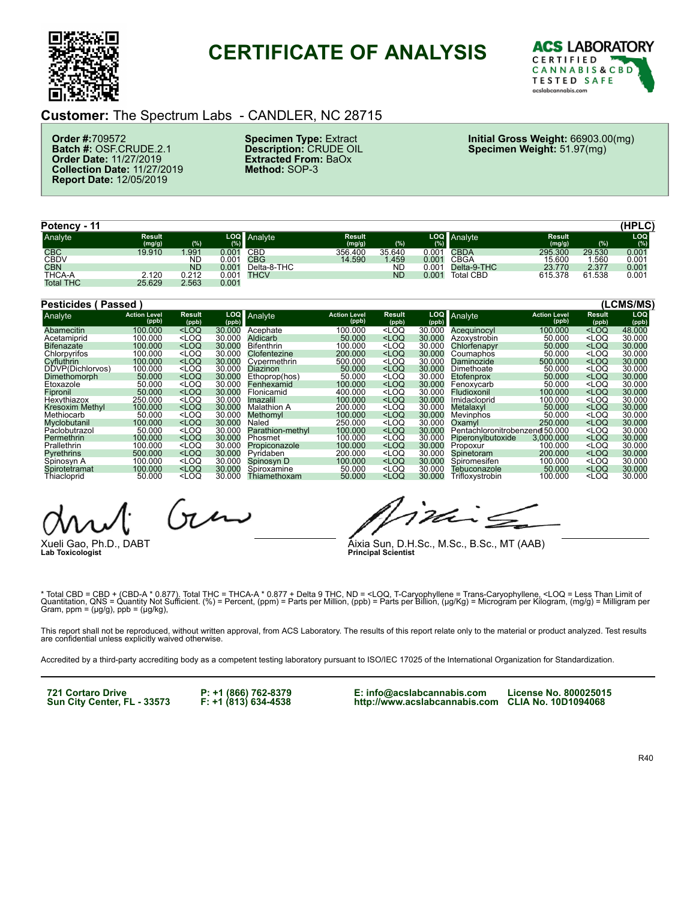# CERTIFICATE OF ANALYSIS

ACS LABORATORY
CERTIFIED CANNABIS & CBD TESTED SAFE
acslabcannabis.com

## Customer: The Spectrum Labs - CANDLER, NC 28715

**Order #:** 709572
**Batch #:** OSF.CRUDE.2.1
**Order Date:** 11/27/2019
**Collection Date:** 11/27/2019
**Report Date:** 12/05/2019

**Specimen Type:** Extract
**Description:** CRUDE OIL
**Extracted From:** BaOx
**Method:** SOP-3

**Initial Gross Weight:** 66903.00(mg)
**Specimen Weight:** 51.97(mg)

### Potency - 11 (HPLC)

| Analyte | Result (mg/g) | (%) | LOQ (%) | Analyte | Result (mg/g) | (%) | LOQ (%) | Analyte | Result (mg/g) | (%) | LOQ (%) |
|---|---|---|---|---|---|---|---|---|---|---|---|
| CBC | 19.910 | 1.991 | 0.001 | CBD | 356.400 | 35.640 | 0.001 | CBDA | 295.300 | 29.530 | 0.001 |
| CBDV | | ND | 0.001 | CBG | 14.590 | 1.459 | 0.001 | CBGA | 15.600 | 1.560 | 0.001 |
| CBN | | ND | 0.001 | Delta-8-THC | | ND | 0.001 | Delta-9-THC | 23.770 | 2.377 | 0.001 |
| THCA-A | 2.120 | 0.212 | 0.001 | THCV | | ND | 0.001 | Total CBD | 615.378 | 61.538 | 0.001 |
| Total THC | 25.629 | 2.563 | 0.001 | | | | | | | | |

### Pesticides ( Passed ) (LCMS/MS)

| Analyte | Action Level (ppb) | Result (ppb) | LOQ (ppb) | Analyte | Action Level (ppb) | Result (ppb) | LOQ (ppb) | Analyte | Action Level (ppb) | Result (ppb) | LOQ (ppb) |
|---|---|---|---|---|---|---|---|---|---|---|---|
| Abamecitin | 100.000 | <LOQ | 30.000 | Acephate | 100.000 | <LOQ | 30.000 | Acequinocyl | 100.000 | <LOQ | 48.000 |
| Acetamiprid | 100.000 | <LOQ | 30.000 | Aldicarb | 50.000 | <LOQ | 30.000 | Azoxystrobin | 50.000 | <LOQ | 30.000 |
| Bifenazate | 100.000 | <LOQ | 30.000 | Bifenthrin | 100.000 | <LOQ | 30.000 | Chlorfenapyr | 50.000 | <LOQ | 30.000 |
| Chlorpyrifos | 100.000 | <LOQ | 30.000 | Clofentezine | 200.000 | <LOQ | 30.000 | Coumaphos | 50.000 | <LOQ | 30.000 |
| Cyfluthrin | 100.000 | <LOQ | 30.000 | Cypermethrin | 500.000 | <LOQ | 30.000 | Daminozide | 500.000 | <LOQ | 30.000 |
| DDVP(Dichlorvos) | 100.000 | <LOQ | 30.000 | Diazinon | 50.000 | <LOQ | 30.000 | Dimethoate | 50.000 | <LOQ | 30.000 |
| Dimethomorph | 50.000 | <LOQ | 30.000 | Ethoprop(hos) | 50.000 | <LOQ | 30.000 | Etofenprox | 50.000 | <LOQ | 30.000 |
| Etoxazole | 50.000 | <LOQ | 30.000 | Fenhexamid | 100.000 | <LOQ | 30.000 | Fenoxycarb | 50.000 | <LOQ | 30.000 |
| Fipronil | 50.000 | <LOQ | 30.000 | Flonicamid | 400.000 | <LOQ | 30.000 | Fludioxonil | 100.000 | <LOQ | 30.000 |
| Hexythiazox | 250.000 | <LOQ | 30.000 | Imazalil | 100.000 | <LOQ | 30.000 | Imidacloprid | 100.000 | <LOQ | 30.000 |
| Kresoxim Methyl | 100.000 | <LOQ | 30.000 | Malathion A | 200.000 | <LOQ | 30.000 | Metalaxyl | 50.000 | <LOQ | 30.000 |
| Methiocarb | 50.000 | <LOQ | 30.000 | Methomyl | 100.000 | <LOQ | 30.000 | Mevinphos | 50.000 | <LOQ | 30.000 |
| Myclobutanil | 100.000 | <LOQ | 30.000 | Naled | 250.000 | <LOQ | 30.000 | Oxamyl | 250.000 | <LOQ | 30.000 |
| Paclobutrazol | 50.000 | <LOQ | 30.000 | Parathion-methyl | 100.000 | <LOQ | 30.000 | Pentachloronitrobenzene | 50.000 | <LOQ | 30.000 |
| Permethrin | 100.000 | <LOQ | 30.000 | Phosmet | 100.000 | <LOQ | 30.000 | Piperonylbutoxide | 3,000.000 | <LOQ | 30.000 |
| Prallethrin | 100.000 | <LOQ | 30.000 | Propiconazole | 100.000 | <LOQ | 30.000 | Propoxur | 100.000 | <LOQ | 30.000 |
| Pyrethrins | 500.000 | <LOQ | 30.000 | Pyridaben | 200.000 | <LOQ | 30.000 | Spinetoram | 200.000 | <LOQ | 30.000 |
| Spinosyn A | 100.000 | <LOQ | 30.000 | Spinosyn D | 100.000 | <LOQ | 30.000 | Spiromesifen | 100.000 | <LOQ | 30.000 |
| Spirotetramat | 100.000 | <LOQ | 30.000 | Spiroxamine | 50.000 | <LOQ | 30.000 | Tebuconazole | 50.000 | <LOQ | 30.000 |
| Thiacloprid | 50.000 | <LOQ | 30.000 | Thiamethoxam | 50.000 | <LOQ | 30.000 | Trifloxystrobin | 100.000 | <LOQ | 30.000 |

Xueli Gao, Ph.D., DABT
**Lab Toxicologist**

Aixia Sun, D.H.Sc., M.Sc., B.Sc., MT (AAB)
**Principal Scientist**

* Total CBD = CBD + (CBD-A * 0.877). Total THC = THCA-A * 0.877 + Delta 9 THC, ND = <LOQ, T-Caryophyllene = Trans-Caryophyllene, <LOQ = Less Than Limit of Quantitation, QNS = Quantity Not Sufficient. (%) = Percent, (ppm) = Parts per Million, (ppb) = Parts per Billion, (µg/Kg) = Microgram per Kilogram, (mg/g) = Milligram per Gram, ppm = (µg/g), ppb = (µg/kg),

This report shall not be reproduced, without written approval, from ACS Laboratory. The results of this report relate only to the material or product analyzed. Test results are confidential unless explicitly waived otherwise.

Accredited by a third-party accrediting body as a competent testing laboratory pursuant to ISO/IEC 17025 of the International Organization for Standardization.

**721 Cortaro Drive**
**Sun City Center, FL - 33573**

**P: +1 (866) 762-8379**
**F: +1 (813) 634-4538**

**E: info@acslabcannabis.com**
**http://www.acslabcannabis.com**

**License No. 800025015**
**CLIA No. 10D1094068**

R40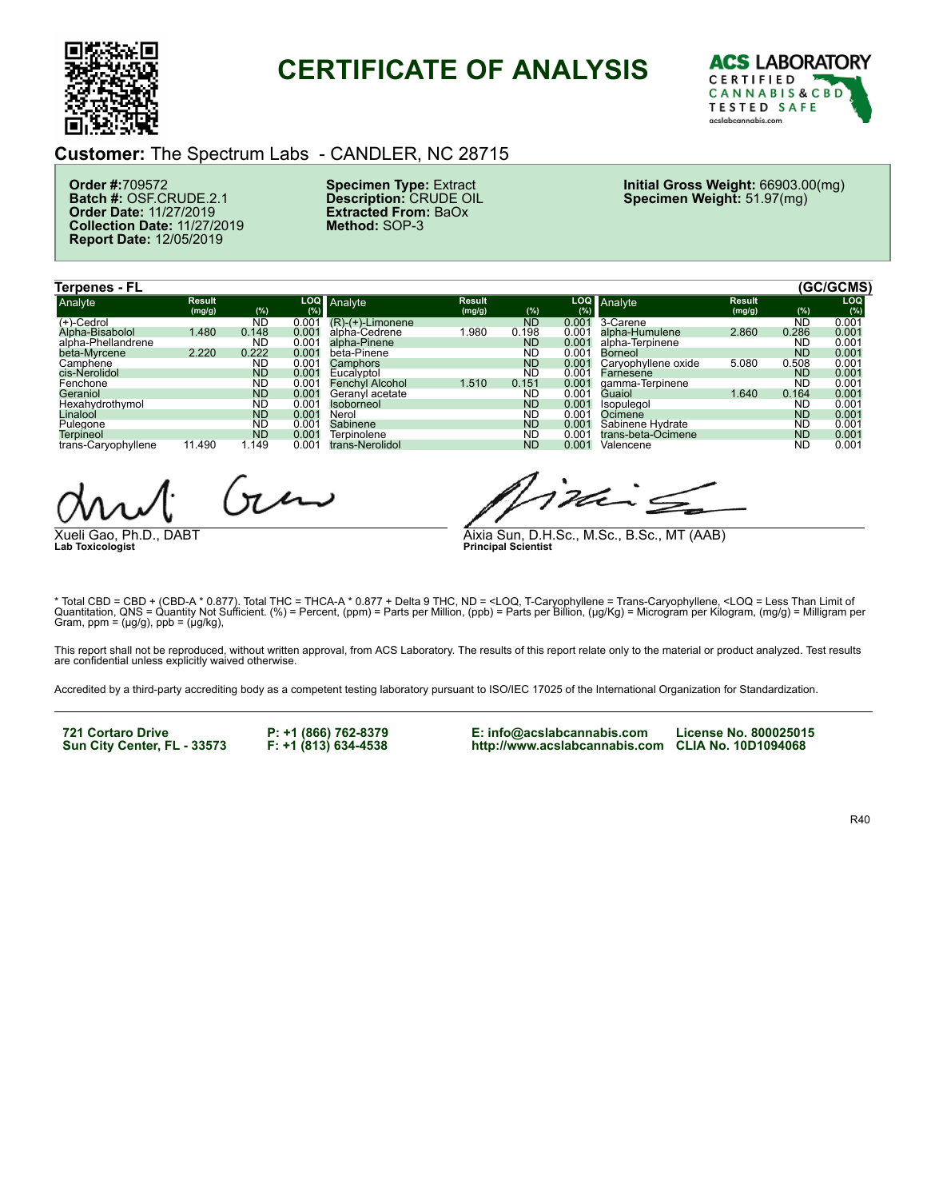# CERTIFICATE OF ANALYSIS

ACS LABORATORY
CERTIFIED CANNABIS & CBD TESTED SAFE
acslabcannabis.com

## Customer: The Spectrum Labs - CANDLER, NC 28715

**Order #:** 709572
**Batch #:** OSF.CRUDE.2.1
**Order Date:** 11/27/2019
**Collection Date:** 11/27/2019
**Report Date:** 12/05/2019

**Specimen Type:** Extract
**Description:** CRUDE OIL
**Extracted From:** BaOx
**Method:** SOP-3

**Initial Gross Weight:** 66903.00(mg)
**Specimen Weight:** 51.97(mg)

### Terpenes - FL (GC/GCMS)

| Analyte | Result (mg/g) | (%) | LOQ (%) | Analyte | Result (mg/g) | (%) | LOQ (%) | Analyte | Result (mg/g) | (%) | LOQ (%) |
|---|---|---|---|---|---|---|---|---|---|---|---|
| (+)-Cedrol | | ND | 0.001 | (R)-(+)-Limonene | | ND | 0.001 | 3-Carene | | ND | 0.001 |
| Alpha-Bisabolol | 1.480 | 0.148 | 0.001 | alpha-Cedrene | 1.980 | 0.198 | 0.001 | alpha-Humulene | 2.860 | 0.286 | 0.001 |
| alpha-Phellandrene | | ND | 0.001 | alpha-Pinene | | ND | 0.001 | alpha-Terpinene | | ND | 0.001 |
| beta-Myrcene | 2.220 | 0.222 | 0.001 | beta-Pinene | | ND | 0.001 | Borneol | | ND | 0.001 |
| Camphene | | ND | 0.001 | Camphors | | ND | 0.001 | Caryophyllene oxide | 5.080 | 0.508 | 0.001 |
| cis-Nerolidol | | ND | 0.001 | Eucalyptol | | ND | 0.001 | Farnesene | | ND | 0.001 |
| Fenchone | | ND | 0.001 | Fenchyl Alcohol | 1.510 | 0.151 | 0.001 | gamma-Terpinene | | ND | 0.001 |
| Geraniol | | ND | 0.001 | Geranyl acetate | | ND | 0.001 | Guaiol | 1.640 | 0.164 | 0.001 |
| Hexahydrothymol | | ND | 0.001 | Isoborneol | | ND | 0.001 | Isopulegol | | ND | 0.001 |
| Linalool | | ND | 0.001 | Nerol | | ND | 0.001 | Ocimene | | ND | 0.001 |
| Pulegone | | ND | 0.001 | Sabinene | | ND | 0.001 | Sabinene Hydrate | | ND | 0.001 |
| Terpineol | | ND | 0.001 | Terpinolene | | ND | 0.001 | trans-beta-Ocimene | | ND | 0.001 |
| trans-Caryophyllene | 11.490 | 1.149 | 0.001 | trans-Nerolidol | | ND | 0.001 | Valencene | | ND | 0.001 |

Xueli Gao, Ph.D., DABT
**Lab Toxicologist**

Aixia Sun, D.H.Sc., M.Sc., B.Sc., MT (AAB)
**Principal Scientist**

\* Total CBD = CBD + (CBD-A * 0.877). Total THC = THCA-A * 0.877 + Delta 9 THC, ND = <LOQ, T-Caryophyllene = Trans-Caryophyllene, <LOQ = Less Than Limit of Quantitation, QNS = Quantity Not Sufficient. (%) = Percent, (ppm) = Parts per Million, (ppb) = Parts per Billion, (µg/Kg) = Microgram per Kilogram, (mg/g) = Milligram per Gram, ppm = (µg/g), ppb = (µg/kg),

This report shall not be reproduced, without written approval, from ACS Laboratory. The results of this report relate only to the material or product analyzed. Test results are confidential unless explicitly waived otherwise.

Accredited by a third-party accrediting body as a competent testing laboratory pursuant to ISO/IEC 17025 of the International Organization for Standardization.

**721 Cortaro Drive**
**Sun City Center, FL - 33573**

**P: +1 (866) 762-8379**
**F: +1 (813) 634-4538**

**E: info@acslabcannabis.com**
**http://www.acslabcannabis.com**

**License No. 800025015**
**CLIA No. 10D1094068**

R40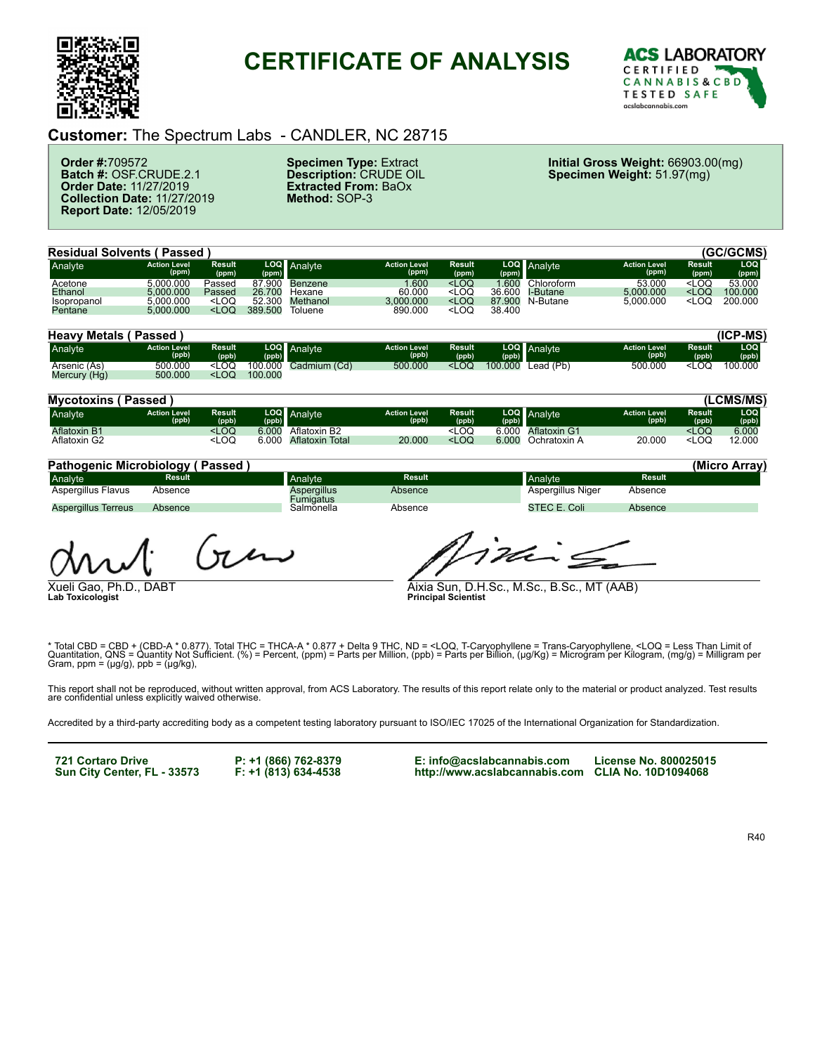# CERTIFICATE OF ANALYSIS

ACS LABORATORY
CERTIFIED CANNABIS & CBD TESTED SAFE
acslabcannabis.com

## Customer: The Spectrum Labs - CANDLER, NC 28715

**Order #:** 709572
**Batch #:** OSF.CRUDE.2.1
**Order Date:** 11/27/2019
**Collection Date:** 11/27/2019
**Report Date:** 12/05/2019

**Specimen Type:** Extract
**Description:** CRUDE OIL
**Extracted From:** BaOx
**Method:** SOP-3

**Initial Gross Weight:** 66903.00(mg)
**Specimen Weight:** 51.97(mg)

### Residual Solvents ( Passed ) (GC/GCMS)

| Analyte | Action Level (ppm) | Result (ppm) | LOQ (ppm) | Analyte | Action Level (ppm) | Result (ppm) | LOQ (ppm) | Analyte | Action Level (ppm) | Result (ppm) | LOQ (ppm) |
|---|---|---|---|---|---|---|---|---|---|---|---|
| Acetone | 5,000.000 | Passed | 87.900 | Benzene | 1.600 | <LOQ | 1.600 | Chloroform | 53.000 | <LOQ | 53.000 |
| Ethanol | 5,000.000 | Passed | 26.700 | Hexane | 60.000 | <LOQ | 36.600 | I-Butane | 5,000.000 | <LOQ | 100.000 |
| Isopropanol | 5,000.000 | <LOQ | 52.300 | Methanol | 3,000.000 | <LOQ | 87.900 | N-Butane | 5,000.000 | <LOQ | 200.000 |
| Pentane | 5,000.000 | <LOQ | 389.500 | Toluene | 890.000 | <LOQ | 38.400 | | | | |

### Heavy Metals ( Passed ) (ICP-MS)

| Analyte | Action Level (ppb) | Result (ppb) | LOQ (ppb) | Analyte | Action Level (ppb) | Result (ppb) | LOQ (ppb) | Analyte | Action Level (ppb) | Result (ppb) | LOQ (ppb) |
|---|---|---|---|---|---|---|---|---|---|---|---|
| Arsenic (As) | 500.000 | <LOQ | 100.000 | Cadmium (Cd) | 500.000 | <LOQ | 100.000 | Lead (Pb) | 500.000 | <LOQ | 100.000 |
| Mercury (Hg) | 500.000 | <LOQ | 100.000 | | | | | | | | |

### Mycotoxins ( Passed ) (LCMS/MS)

| Analyte | Action Level (ppb) | Result (ppb) | LOQ (ppb) | Analyte | Action Level (ppb) | Result (ppb) | LOQ (ppb) | Analyte | Action Level (ppb) | Result (ppb) | LOQ (ppb) |
|---|---|---|---|---|---|---|---|---|---|---|---|
| Aflatoxin B1 | | <LOQ | 6.000 | Aflatoxin B2 | | <LOQ | 6.000 | Aflatoxin G1 | | <LOQ | 6.000 |
| Aflatoxin G2 | | <LOQ | 6.000 | Aflatoxin Total | 20.000 | <LOQ | 6.000 | Ochratoxin A | 20.000 | <LOQ | 12.000 |

### Pathogenic Microbiology ( Passed ) (Micro Array)

| Analyte | Result | Analyte | Result | Analyte | Result |
|---|---|---|---|---|---|
| Aspergillus Flavus | Absence | Aspergillus Fumigatus | Absence | Aspergillus Niger | Absence |
| Aspergillus Terreus | Absence | Salmonella | Absence | STEC E. Coli | Absence |

Xueli Gao, Ph.D., DABT
**Lab Toxicologist**

Aixia Sun, D.H.Sc., M.Sc., B.Sc., MT (AAB)
**Principal Scientist**

* Total CBD = CBD + (CBD-A * 0.877). Total THC = THCA-A * 0.877 + Delta 9 THC, ND = <LOQ, T-Caryophyllene = Trans-Caryophyllene, <LOQ = Less Than Limit of Quantitation, QNS = Quantity Not Sufficient. (%) = Percent, (ppm) = Parts per Million, (ppb) = Parts per Billion, (μg/Kg) = Microgram per Kilogram, (mg/g) = Milligram per Gram, ppm = (μg/g), ppb = (μg/kg),

This report shall not be reproduced, without written approval, from ACS Laboratory. The results of this report relate only to the material or product analyzed. Test results are confidential unless explicitly waived otherwise.

Accredited by a third-party accrediting body as a competent testing laboratory pursuant to ISO/IEC 17025 of the International Organization for Standardization.

**721 Cortaro Drive**
**Sun City Center, FL - 33573**

**P: +1 (866) 762-8379**
**F: +1 (813) 634-4538**

**E: info@acslabcannabis.com**
**http://www.acslabcannabis.com**

**License No. 800025015**
**CLIA No. 10D1094068**

R40